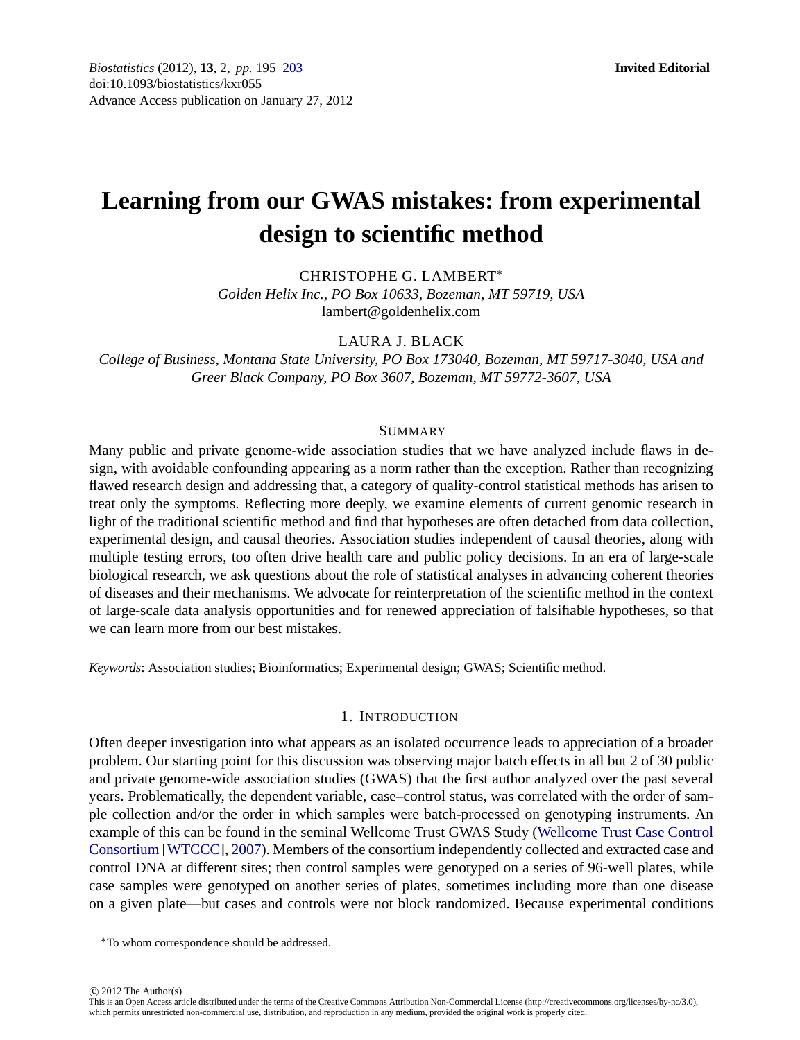**Invited Editorial**

# Learning from our GWAS mistakes: from experimental design to scientific method

CHRISTOPHE G. LAMBERT*

*Golden Helix Inc., PO Box 10633, Bozeman, MT 59719, USA*
lambert@goldenhelix.com

LAURA J. BLACK

*College of Business, Montana State University, PO Box 173040, Bozeman, MT 59717-3040, USA and Greer Black Company, PO Box 3607, Bozeman, MT 59772-3607, USA*

## SUMMARY

Many public and private genome-wide association studies that we have analyzed include flaws in design, with avoidable confounding appearing as a norm rather than the exception. Rather than recognizing flawed research design and addressing that, a category of quality-control statistical methods has arisen to treat only the symptoms. Reflecting more deeply, we examine elements of current genomic research in light of the traditional scientific method and find that hypotheses are often detached from data collection, experimental design, and causal theories. Association studies independent of causal theories, along with multiple testing errors, too often drive health care and public policy decisions. In an era of large-scale biological research, we ask questions about the role of statistical analyses in advancing coherent theories of diseases and their mechanisms. We advocate for reinterpretation of the scientific method in the context of large-scale data analysis opportunities and for renewed appreciation of falsifiable hypotheses, so that we can learn more from our best mistakes.

*Keywords*: Association studies; Bioinformatics; Experimental design; GWAS; Scientific method.

## 1. INTRODUCTION

Often deeper investigation into what appears as an isolated occurrence leads to appreciation of a broader problem. Our starting point for this discussion was observing major batch effects in all but 2 of 30 public and private genome-wide association studies (GWAS) that the first author analyzed over the past several years. Problematically, the dependent variable, case–control status, was correlated with the order of sample collection and/or the order in which samples were batch-processed on genotyping instruments. An example of this can be found in the seminal Wellcome Trust GWAS Study (Wellcome Trust Case Control Consortium [WTCCC], 2007). Members of the consortium independently collected and extracted case and control DNA at different sites; then control samples were genotyped on a series of 96-well plates, while case samples were genotyped on another series of plates, sometimes including more than one disease on a given plate—but cases and controls were not block randomized. Because experimental conditions

*To whom correspondence should be addressed.

© 2012 The Author(s)
This is an Open Access article distributed under the terms of the Creative Commons Attribution Non-Commercial License (http://creativecommons.org/licenses/by-nc/3.0), which permits unrestricted non-commercial use, distribution, and reproduction in any medium, provided the original work is properly cited.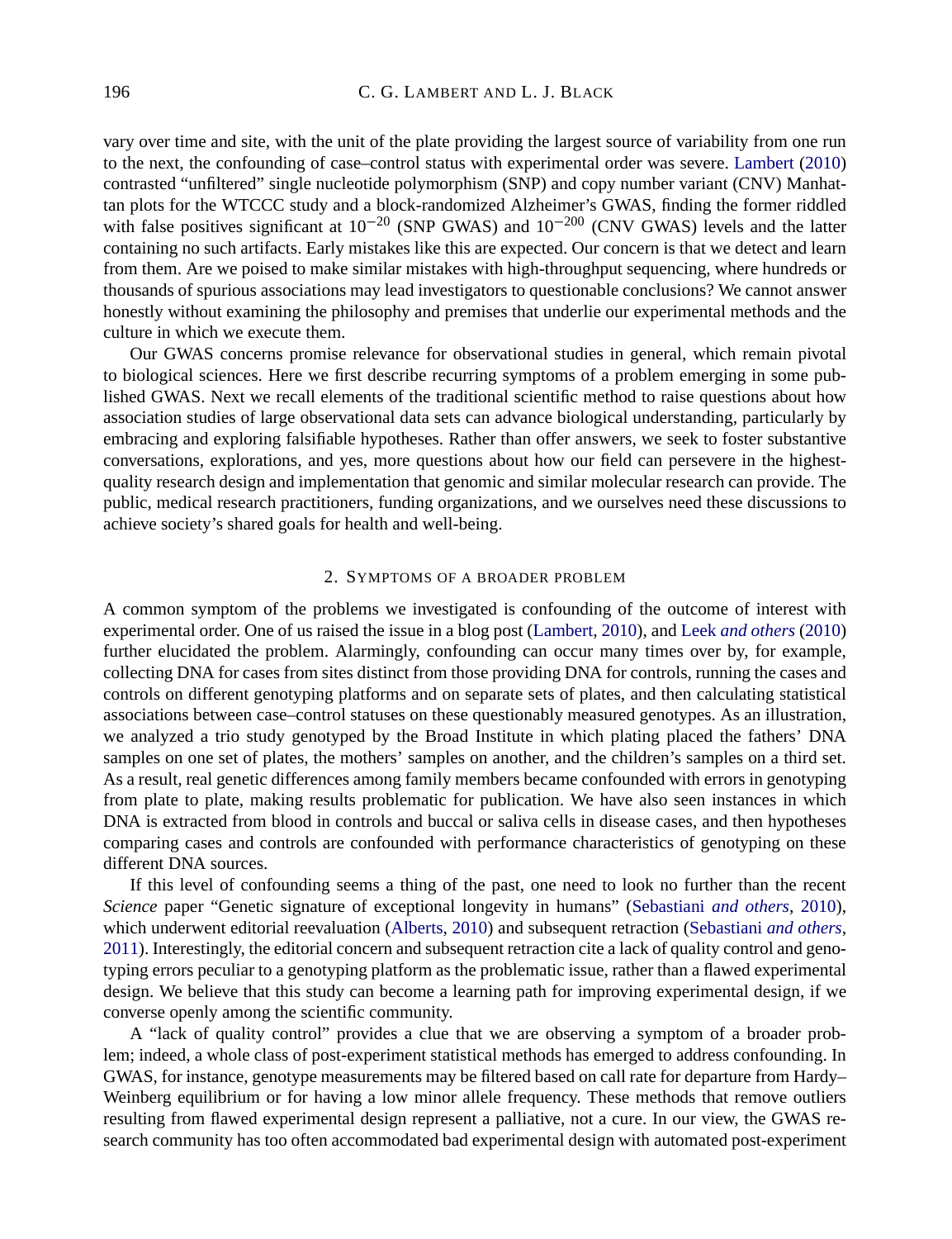vary over time and site, with the unit of the plate providing the largest source of variability from one run to the next, the confounding of case–control status with experimental order was severe. Lambert (2010) contrasted "unfiltered" single nucleotide polymorphism (SNP) and copy number variant (CNV) Manhattan plots for the WTCCC study and a block-randomized Alzheimer's GWAS, finding the former riddled with false positives significant at $10^{-20}$ (SNP GWAS) and $10^{-200}$ (CNV GWAS) levels and the latter containing no such artifacts. Early mistakes like this are expected. Our concern is that we detect and learn from them. Are we poised to make similar mistakes with high-throughput sequencing, where hundreds or thousands of spurious associations may lead investigators to questionable conclusions? We cannot answer honestly without examining the philosophy and premises that underlie our experimental methods and the culture in which we execute them.

Our GWAS concerns promise relevance for observational studies in general, which remain pivotal to biological sciences. Here we first describe recurring symptoms of a problem emerging in some published GWAS. Next we recall elements of the traditional scientific method to raise questions about how association studies of large observational data sets can advance biological understanding, particularly by embracing and exploring falsifiable hypotheses. Rather than offer answers, we seek to foster substantive conversations, explorations, and yes, more questions about how our field can persevere in the highest-quality research design and implementation that genomic and similar molecular research can provide. The public, medical research practitioners, funding organizations, and we ourselves need these discussions to achieve society's shared goals for health and well-being.

## 2. Symptoms of a broader problem

A common symptom of the problems we investigated is confounding of the outcome of interest with experimental order. One of us raised the issue in a blog post (Lambert, 2010), and Leek *and others* (2010) further elucidated the problem. Alarmingly, confounding can occur many times over by, for example, collecting DNA for cases from sites distinct from those providing DNA for controls, running the cases and controls on different genotyping platforms and on separate sets of plates, and then calculating statistical associations between case–control statuses on these questionably measured genotypes. As an illustration, we analyzed a trio study genotyped by the Broad Institute in which plating placed the fathers' DNA samples on one set of plates, the mothers' samples on another, and the children's samples on a third set. As a result, real genetic differences among family members became confounded with errors in genotyping from plate to plate, making results problematic for publication. We have also seen instances in which DNA is extracted from blood in controls and buccal or saliva cells in disease cases, and then hypotheses comparing cases and controls are confounded with performance characteristics of genotyping on these different DNA sources.

If this level of confounding seems a thing of the past, one need to look no further than the recent *Science* paper "Genetic signature of exceptional longevity in humans" (Sebastiani *and others*, 2010), which underwent editorial reevaluation (Alberts, 2010) and subsequent retraction (Sebastiani *and others*, 2011). Interestingly, the editorial concern and subsequent retraction cite a lack of quality control and genotyping errors peculiar to a genotyping platform as the problematic issue, rather than a flawed experimental design. We believe that this study can become a learning path for improving experimental design, if we converse openly among the scientific community.

A "lack of quality control" provides a clue that we are observing a symptom of a broader problem; indeed, a whole class of post-experiment statistical methods has emerged to address confounding. In GWAS, for instance, genotype measurements may be filtered based on call rate for departure from Hardy–Weinberg equilibrium or for having a low minor allele frequency. These methods that remove outliers resulting from flawed experimental design represent a palliative, not a cure. In our view, the GWAS research community has too often accommodated bad experimental design with automated post-experiment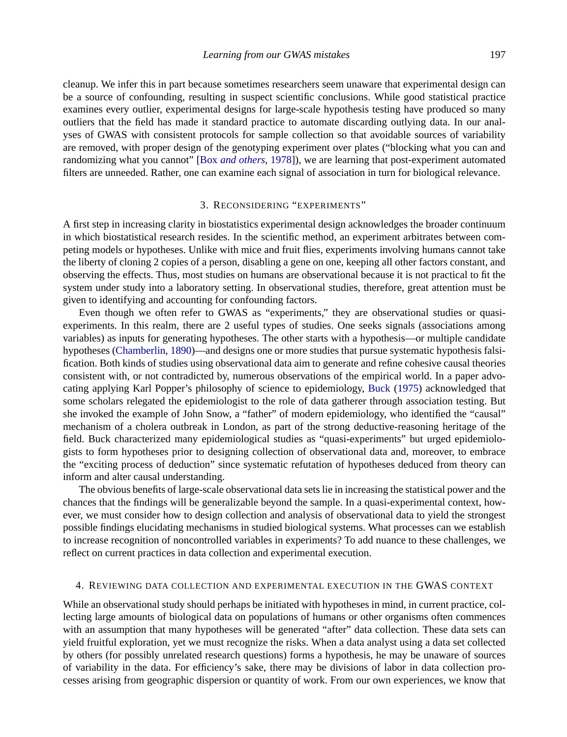cleanup. We infer this in part because sometimes researchers seem unaware that experimental design can be a source of confounding, resulting in suspect scientific conclusions. While good statistical practice examines every outlier, experimental designs for large-scale hypothesis testing have produced so many outliers that the field has made it standard practice to automate discarding outlying data. In our analyses of GWAS with consistent protocols for sample collection so that avoidable sources of variability are removed, with proper design of the genotyping experiment over plates ("blocking what you can and randomizing what you cannot" [Box *and others*, 1978]), we are learning that post-experiment automated filters are unneeded. Rather, one can examine each signal of association in turn for biological relevance.

## 3. Reconsidering "experiments"

A first step in increasing clarity in biostatistics experimental design acknowledges the broader continuum in which biostatistical research resides. In the scientific method, an experiment arbitrates between competing models or hypotheses. Unlike with mice and fruit flies, experiments involving humans cannot take the liberty of cloning 2 copies of a person, disabling a gene on one, keeping all other factors constant, and observing the effects. Thus, most studies on humans are observational because it is not practical to fit the system under study into a laboratory setting. In observational studies, therefore, great attention must be given to identifying and accounting for confounding factors.

Even though we often refer to GWAS as "experiments," they are observational studies or quasi-experiments. In this realm, there are 2 useful types of studies. One seeks signals (associations among variables) as inputs for generating hypotheses. The other starts with a hypothesis—or multiple candidate hypotheses (Chamberlin, 1890)—and designs one or more studies that pursue systematic hypothesis falsification. Both kinds of studies using observational data aim to generate and refine cohesive causal theories consistent with, or not contradicted by, numerous observations of the empirical world. In a paper advocating applying Karl Popper's philosophy of science to epidemiology, Buck (1975) acknowledged that some scholars relegated the epidemiologist to the role of data gatherer through association testing. But she invoked the example of John Snow, a "father" of modern epidemiology, who identified the "causal" mechanism of a cholera outbreak in London, as part of the strong deductive-reasoning heritage of the field. Buck characterized many epidemiological studies as "quasi-experiments" but urged epidemiologists to form hypotheses prior to designing collection of observational data and, moreover, to embrace the "exciting process of deduction" since systematic refutation of hypotheses deduced from theory can inform and alter causal understanding.

The obvious benefits of large-scale observational data sets lie in increasing the statistical power and the chances that the findings will be generalizable beyond the sample. In a quasi-experimental context, however, we must consider how to design collection and analysis of observational data to yield the strongest possible findings elucidating mechanisms in studied biological systems. What processes can we establish to increase recognition of noncontrolled variables in experiments? To add nuance to these challenges, we reflect on current practices in data collection and experimental execution.

## 4. Reviewing data collection and experimental execution in the GWAS context

While an observational study should perhaps be initiated with hypotheses in mind, in current practice, collecting large amounts of biological data on populations of humans or other organisms often commences with an assumption that many hypotheses will be generated "after" data collection. These data sets can yield fruitful exploration, yet we must recognize the risks. When a data analyst using a data set collected by others (for possibly unrelated research questions) forms a hypothesis, he may be unaware of sources of variability in the data. For efficiency's sake, there may be divisions of labor in data collection processes arising from geographic dispersion or quantity of work. From our own experiences, we know that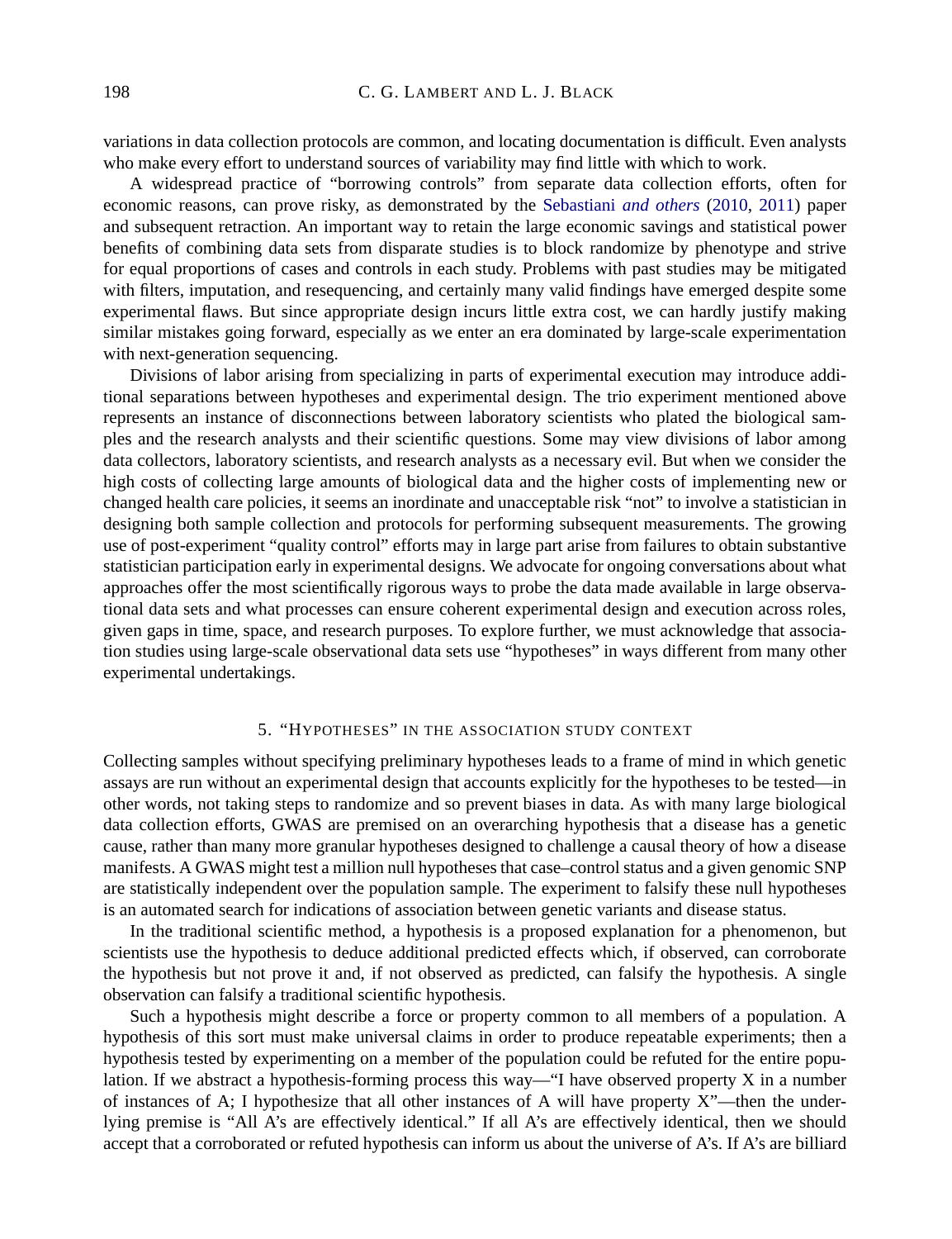variations in data collection protocols are common, and locating documentation is difficult. Even analysts who make every effort to understand sources of variability may find little with which to work.

A widespread practice of "borrowing controls" from separate data collection efforts, often for economic reasons, can prove risky, as demonstrated by the Sebastiani *and others* (2010, 2011) paper and subsequent retraction. An important way to retain the large economic savings and statistical power benefits of combining data sets from disparate studies is to block randomize by phenotype and strive for equal proportions of cases and controls in each study. Problems with past studies may be mitigated with filters, imputation, and resequencing, and certainly many valid findings have emerged despite some experimental flaws. But since appropriate design incurs little extra cost, we can hardly justify making similar mistakes going forward, especially as we enter an era dominated by large-scale experimentation with next-generation sequencing.

Divisions of labor arising from specializing in parts of experimental execution may introduce additional separations between hypotheses and experimental design. The trio experiment mentioned above represents an instance of disconnections between laboratory scientists who plated the biological samples and the research analysts and their scientific questions. Some may view divisions of labor among data collectors, laboratory scientists, and research analysts as a necessary evil. But when we consider the high costs of collecting large amounts of biological data and the higher costs of implementing new or changed health care policies, it seems an inordinate and unacceptable risk "not" to involve a statistician in designing both sample collection and protocols for performing subsequent measurements. The growing use of post-experiment "quality control" efforts may in large part arise from failures to obtain substantive statistician participation early in experimental designs. We advocate for ongoing conversations about what approaches offer the most scientifically rigorous ways to probe the data made available in large observational data sets and what processes can ensure coherent experimental design and execution across roles, given gaps in time, space, and research purposes. To explore further, we must acknowledge that association studies using large-scale observational data sets use "hypotheses" in ways different from many other experimental undertakings.

## 5. "Hypotheses" in the association study context

Collecting samples without specifying preliminary hypotheses leads to a frame of mind in which genetic assays are run without an experimental design that accounts explicitly for the hypotheses to be tested—in other words, not taking steps to randomize and so prevent biases in data. As with many large biological data collection efforts, GWAS are premised on an overarching hypothesis that a disease has a genetic cause, rather than many more granular hypotheses designed to challenge a causal theory of how a disease manifests. A GWAS might test a million null hypotheses that case–control status and a given genomic SNP are statistically independent over the population sample. The experiment to falsify these null hypotheses is an automated search for indications of association between genetic variants and disease status.

In the traditional scientific method, a hypothesis is a proposed explanation for a phenomenon, but scientists use the hypothesis to deduce additional predicted effects which, if observed, can corroborate the hypothesis but not prove it and, if not observed as predicted, can falsify the hypothesis. A single observation can falsify a traditional scientific hypothesis.

Such a hypothesis might describe a force or property common to all members of a population. A hypothesis of this sort must make universal claims in order to produce repeatable experiments; then a hypothesis tested by experimenting on a member of the population could be refuted for the entire population. If we abstract a hypothesis-forming process this way—"I have observed property X in a number of instances of A; I hypothesize that all other instances of A will have property X"—then the underlying premise is "All A's are effectively identical." If all A's are effectively identical, then we should accept that a corroborated or refuted hypothesis can inform us about the universe of A's. If A's are billiard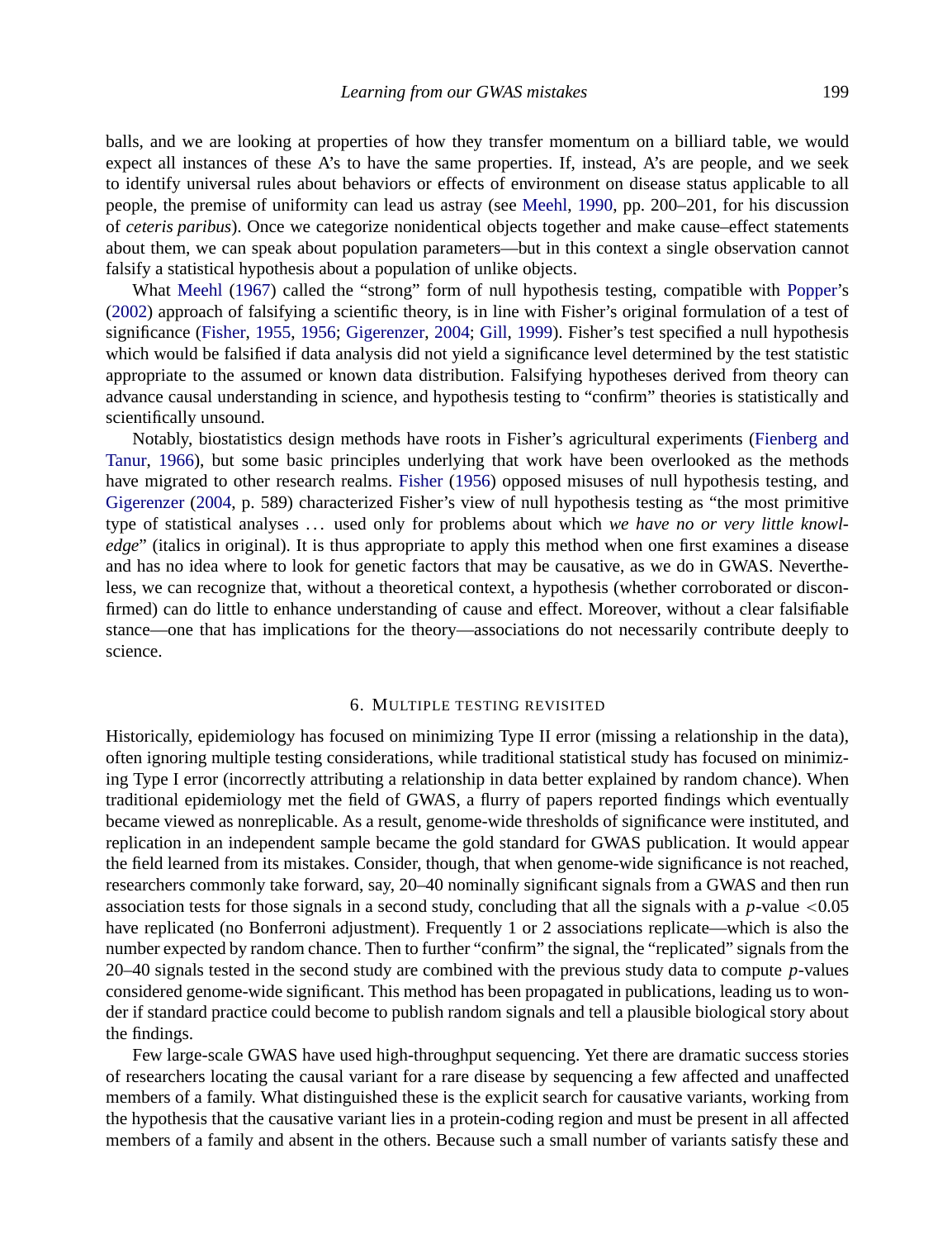balls, and we are looking at properties of how they transfer momentum on a billiard table, we would expect all instances of these A's to have the same properties. If, instead, A's are people, and we seek to identify universal rules about behaviors or effects of environment on disease status applicable to all people, the premise of uniformity can lead us astray (see Meehl, 1990, pp. 200–201, for his discussion of *ceteris paribus*). Once we categorize nonidentical objects together and make cause–effect statements about them, we can speak about population parameters—but in this context a single observation cannot falsify a statistical hypothesis about a population of unlike objects.

What Meehl (1967) called the "strong" form of null hypothesis testing, compatible with Popper's (2002) approach of falsifying a scientific theory, is in line with Fisher's original formulation of a test of significance (Fisher, 1955, 1956; Gigerenzer, 2004; Gill, 1999). Fisher's test specified a null hypothesis which would be falsified if data analysis did not yield a significance level determined by the test statistic appropriate to the assumed or known data distribution. Falsifying hypotheses derived from theory can advance causal understanding in science, and hypothesis testing to "confirm" theories is statistically and scientifically unsound.

Notably, biostatistics design methods have roots in Fisher's agricultural experiments (Fienberg and Tanur, 1966), but some basic principles underlying that work have been overlooked as the methods have migrated to other research realms. Fisher (1956) opposed misuses of null hypothesis testing, and Gigerenzer (2004, p. 589) characterized Fisher's view of null hypothesis testing as "the most primitive type of statistical analyses … used only for problems about which *we have no or very little knowledge*" (italics in original). It is thus appropriate to apply this method when one first examines a disease and has no idea where to look for genetic factors that may be causative, as we do in GWAS. Nevertheless, we can recognize that, without a theoretical context, a hypothesis (whether corroborated or disconfirmed) can do little to enhance understanding of cause and effect. Moreover, without a clear falsifiable stance—one that has implications for the theory—associations do not necessarily contribute deeply to science.

## 6. Multiple testing revisited

Historically, epidemiology has focused on minimizing Type II error (missing a relationship in the data), often ignoring multiple testing considerations, while traditional statistical study has focused on minimizing Type I error (incorrectly attributing a relationship in data better explained by random chance). When traditional epidemiology met the field of GWAS, a flurry of papers reported findings which eventually became viewed as nonreplicable. As a result, genome-wide thresholds of significance were instituted, and replication in an independent sample became the gold standard for GWAS publication. It would appear the field learned from its mistakes. Consider, though, that when genome-wide significance is not reached, researchers commonly take forward, say, 20–40 nominally significant signals from a GWAS and then run association tests for those signals in a second study, concluding that all the signals with a $p$-value $<0.05$ have replicated (no Bonferroni adjustment). Frequently 1 or 2 associations replicate—which is also the number expected by random chance. Then to further "confirm" the signal, the "replicated" signals from the 20–40 signals tested in the second study are combined with the previous study data to compute $p$-values considered genome-wide significant. This method has been propagated in publications, leading us to wonder if standard practice could become to publish random signals and tell a plausible biological story about the findings.

Few large-scale GWAS have used high-throughput sequencing. Yet there are dramatic success stories of researchers locating the causal variant for a rare disease by sequencing a few affected and unaffected members of a family. What distinguished these is the explicit search for causative variants, working from the hypothesis that the causative variant lies in a protein-coding region and must be present in all affected members of a family and absent in the others. Because such a small number of variants satisfy these and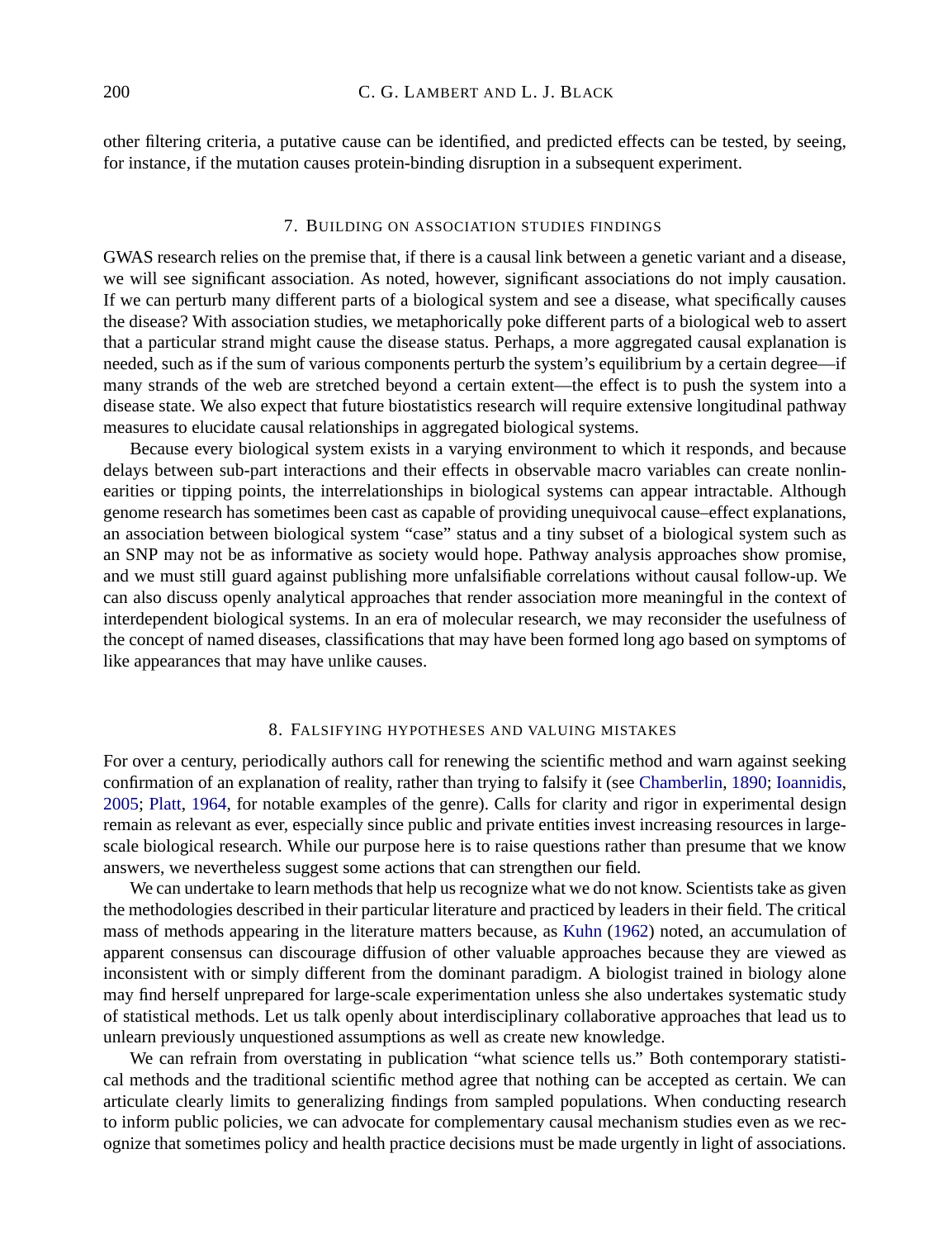other filtering criteria, a putative cause can be identified, and predicted effects can be tested, by seeing, for instance, if the mutation causes protein-binding disruption in a subsequent experiment.

## 7. Building on association studies findings

GWAS research relies on the premise that, if there is a causal link between a genetic variant and a disease, we will see significant association. As noted, however, significant associations do not imply causation. If we can perturb many different parts of a biological system and see a disease, what specifically causes the disease? With association studies, we metaphorically poke different parts of a biological web to assert that a particular strand might cause the disease status. Perhaps, a more aggregated causal explanation is needed, such as if the sum of various components perturb the system's equilibrium by a certain degree—if many strands of the web are stretched beyond a certain extent—the effect is to push the system into a disease state. We also expect that future biostatistics research will require extensive longitudinal pathway measures to elucidate causal relationships in aggregated biological systems.

Because every biological system exists in a varying environment to which it responds, and because delays between sub-part interactions and their effects in observable macro variables can create nonlinearities or tipping points, the interrelationships in biological systems can appear intractable. Although genome research has sometimes been cast as capable of providing unequivocal cause–effect explanations, an association between biological system "case" status and a tiny subset of a biological system such as an SNP may not be as informative as society would hope. Pathway analysis approaches show promise, and we must still guard against publishing more unfalsifiable correlations without causal follow-up. We can also discuss openly analytical approaches that render association more meaningful in the context of interdependent biological systems. In an era of molecular research, we may reconsider the usefulness of the concept of named diseases, classifications that may have been formed long ago based on symptoms of like appearances that may have unlike causes.

## 8. Falsifying hypotheses and valuing mistakes

For over a century, periodically authors call for renewing the scientific method and warn against seeking confirmation of an explanation of reality, rather than trying to falsify it (see Chamberlin, 1890; Ioannidis, 2005; Platt, 1964, for notable examples of the genre). Calls for clarity and rigor in experimental design remain as relevant as ever, especially since public and private entities invest increasing resources in large-scale biological research. While our purpose here is to raise questions rather than presume that we know answers, we nevertheless suggest some actions that can strengthen our field.

We can undertake to learn methods that help us recognize what we do not know. Scientists take as given the methodologies described in their particular literature and practiced by leaders in their field. The critical mass of methods appearing in the literature matters because, as Kuhn (1962) noted, an accumulation of apparent consensus can discourage diffusion of other valuable approaches because they are viewed as inconsistent with or simply different from the dominant paradigm. A biologist trained in biology alone may find herself unprepared for large-scale experimentation unless she also undertakes systematic study of statistical methods. Let us talk openly about interdisciplinary collaborative approaches that lead us to unlearn previously unquestioned assumptions as well as create new knowledge.

We can refrain from overstating in publication "what science tells us." Both contemporary statistical methods and the traditional scientific method agree that nothing can be accepted as certain. We can articulate clearly limits to generalizing findings from sampled populations. When conducting research to inform public policies, we can advocate for complementary causal mechanism studies even as we recognize that sometimes policy and health practice decisions must be made urgently in light of associations.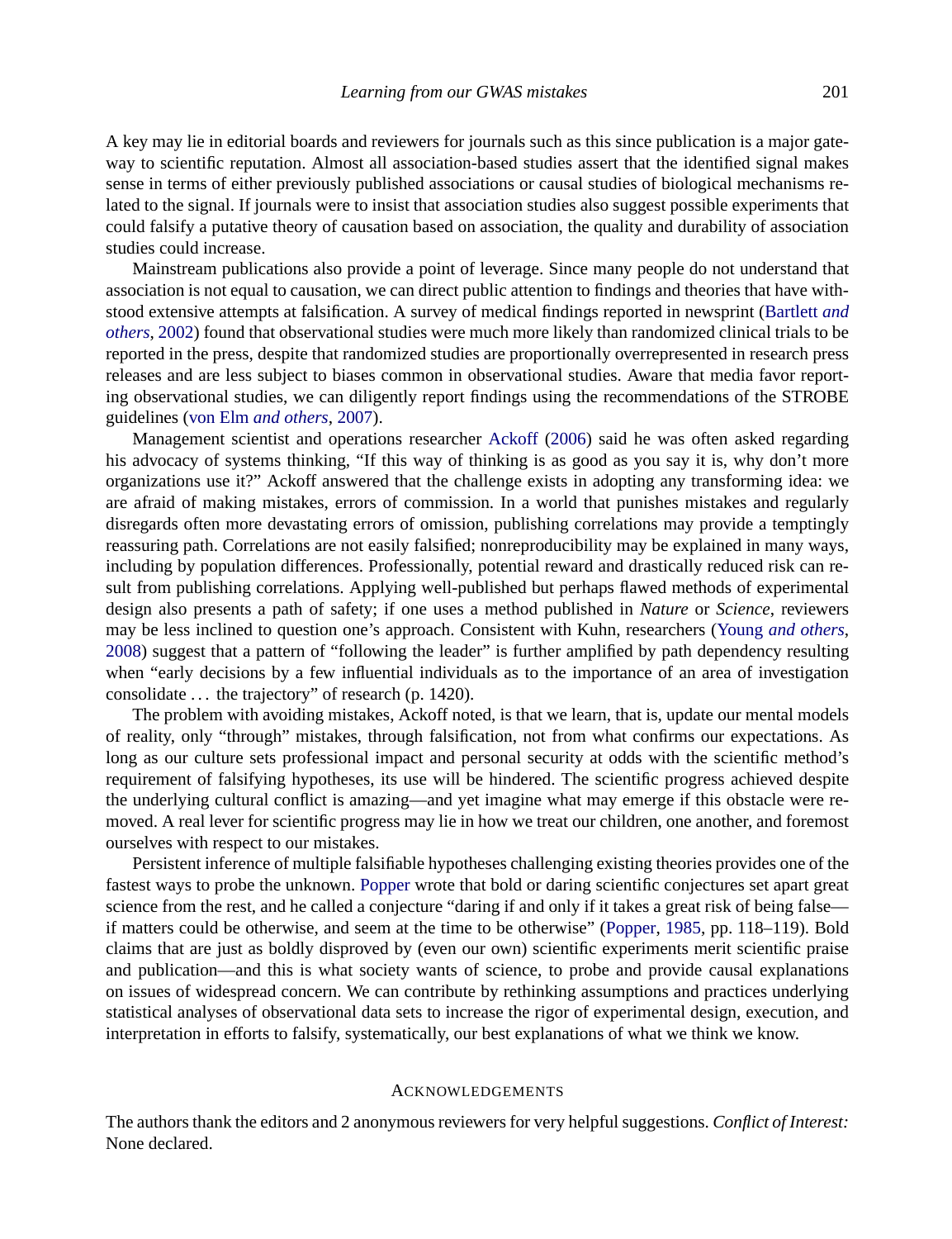A key may lie in editorial boards and reviewers for journals such as this since publication is a major gateway to scientific reputation. Almost all association-based studies assert that the identified signal makes sense in terms of either previously published associations or causal studies of biological mechanisms related to the signal. If journals were to insist that association studies also suggest possible experiments that could falsify a putative theory of causation based on association, the quality and durability of association studies could increase.

Mainstream publications also provide a point of leverage. Since many people do not understand that association is not equal to causation, we can direct public attention to findings and theories that have withstood extensive attempts at falsification. A survey of medical findings reported in newsprint (Bartlett *and others*, 2002) found that observational studies were much more likely than randomized clinical trials to be reported in the press, despite that randomized studies are proportionally overrepresented in research press releases and are less subject to biases common in observational studies. Aware that media favor reporting observational studies, we can diligently report findings using the recommendations of the STROBE guidelines (von Elm *and others*, 2007).

Management scientist and operations researcher Ackoff (2006) said he was often asked regarding his advocacy of systems thinking, "If this way of thinking is as good as you say it is, why don't more organizations use it?" Ackoff answered that the challenge exists in adopting any transforming idea: we are afraid of making mistakes, errors of commission. In a world that punishes mistakes and regularly disregards often more devastating errors of omission, publishing correlations may provide a temptingly reassuring path. Correlations are not easily falsified; nonreproducibility may be explained in many ways, including by population differences. Professionally, potential reward and drastically reduced risk can result from publishing correlations. Applying well-published but perhaps flawed methods of experimental design also presents a path of safety; if one uses a method published in *Nature* or *Science*, reviewers may be less inclined to question one's approach. Consistent with Kuhn, researchers (Young *and others*, 2008) suggest that a pattern of "following the leader" is further amplified by path dependency resulting when "early decisions by a few influential individuals as to the importance of an area of investigation consolidate ... the trajectory" of research (p. 1420).

The problem with avoiding mistakes, Ackoff noted, is that we learn, that is, update our mental models of reality, only "through" mistakes, through falsification, not from what confirms our expectations. As long as our culture sets professional impact and personal security at odds with the scientific method's requirement of falsifying hypotheses, its use will be hindered. The scientific progress achieved despite the underlying cultural conflict is amazing—and yet imagine what may emerge if this obstacle were removed. A real lever for scientific progress may lie in how we treat our children, one another, and foremost ourselves with respect to our mistakes.

Persistent inference of multiple falsifiable hypotheses challenging existing theories provides one of the fastest ways to probe the unknown. Popper wrote that bold or daring scientific conjectures set apart great science from the rest, and he called a conjecture "daring if and only if it takes a great risk of being false—if matters could be otherwise, and seem at the time to be otherwise" (Popper, 1985, pp. 118–119). Bold claims that are just as boldly disproved by (even our own) scientific experiments merit scientific praise and publication—and this is what society wants of science, to probe and provide causal explanations on issues of widespread concern. We can contribute by rethinking assumptions and practices underlying statistical analyses of observational data sets to increase the rigor of experimental design, execution, and interpretation in efforts to falsify, systematically, our best explanations of what we think we know.

## Acknowledgements

The authors thank the editors and 2 anonymous reviewers for very helpful suggestions. *Conflict of Interest:* None declared.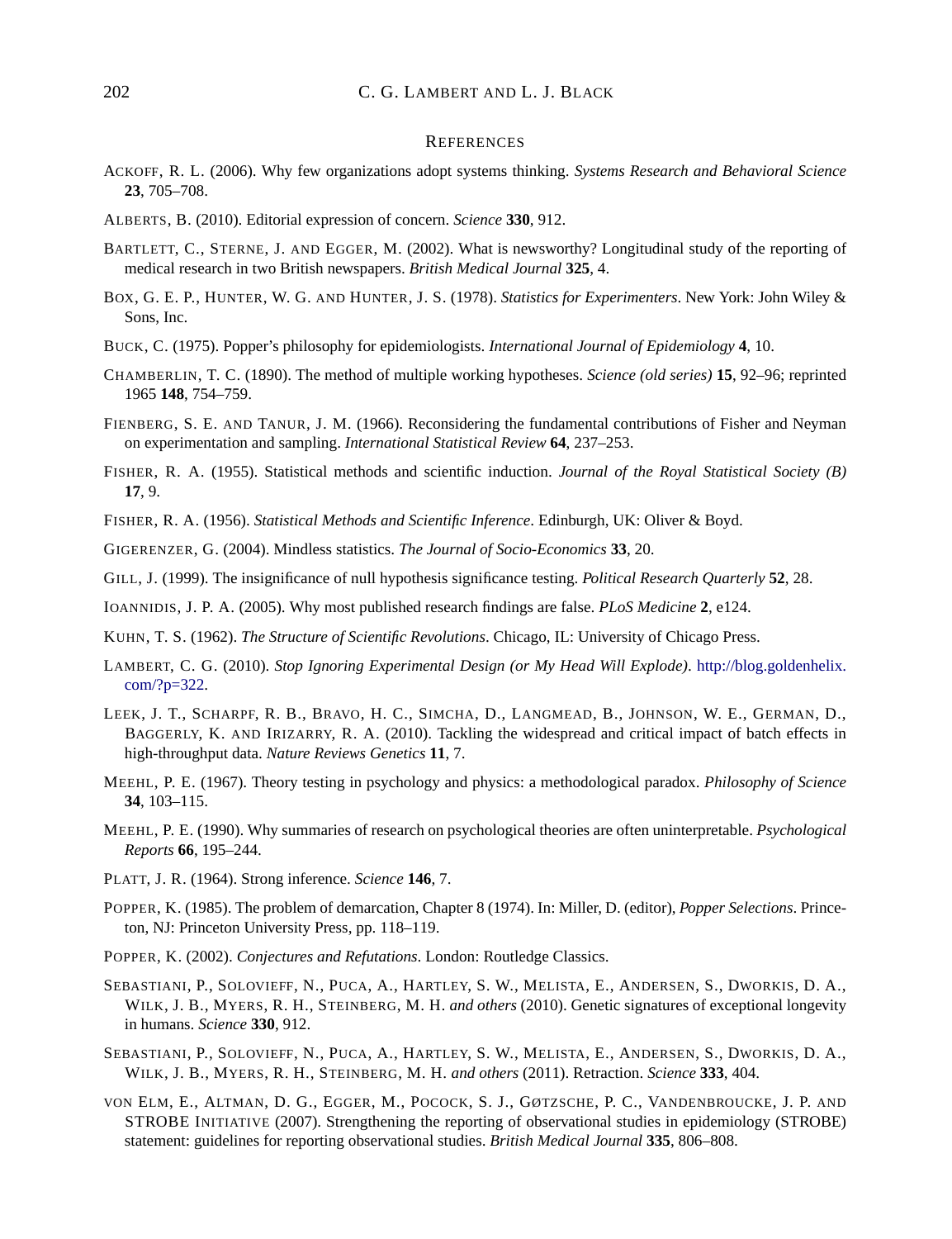## References

Ackoff, R. L. (2006). Why few organizations adopt systems thinking. *Systems Research and Behavioral Science* **23**, 705–708.

Alberts, B. (2010). Editorial expression of concern. *Science* **330**, 912.

Bartlett, C., Sterne, J. and Egger, M. (2002). What is newsworthy? Longitudinal study of the reporting of medical research in two British newspapers. *British Medical Journal* **325**, 4.

Box, G. E. P., Hunter, W. G. and Hunter, J. S. (1978). *Statistics for Experimenters*. New York: John Wiley & Sons, Inc.

Buck, C. (1975). Popper's philosophy for epidemiologists. *International Journal of Epidemiology* **4**, 10.

Chamberlin, T. C. (1890). The method of multiple working hypotheses. *Science (old series)* **15**, 92–96; reprinted 1965 **148**, 754–759.

Fienberg, S. E. and Tanur, J. M. (1966). Reconsidering the fundamental contributions of Fisher and Neyman on experimentation and sampling. *International Statistical Review* **64**, 237–253.

Fisher, R. A. (1955). Statistical methods and scientific induction. *Journal of the Royal Statistical Society (B)* **17**, 9.

Fisher, R. A. (1956). *Statistical Methods and Scientific Inference*. Edinburgh, UK: Oliver & Boyd.

Gigerenzer, G. (2004). Mindless statistics. *The Journal of Socio-Economics* **33**, 20.

Gill, J. (1999). The insignificance of null hypothesis significance testing. *Political Research Quarterly* **52**, 28.

Ioannidis, J. P. A. (2005). Why most published research findings are false. *PLoS Medicine* **2**, e124.

Kuhn, T. S. (1962). *The Structure of Scientific Revolutions*. Chicago, IL: University of Chicago Press.

Lambert, C. G. (2010). *Stop Ignoring Experimental Design (or My Head Will Explode)*. http://blog.goldenhelix.com/?p=322.

Leek, J. T., Scharpf, R. B., Bravo, H. C., Simcha, D., Langmead, B., Johnson, W. E., German, D., Baggerly, K. and Irizarry, R. A. (2010). Tackling the widespread and critical impact of batch effects in high-throughput data. *Nature Reviews Genetics* **11**, 7.

Meehl, P. E. (1967). Theory testing in psychology and physics: a methodological paradox. *Philosophy of Science* **34**, 103–115.

Meehl, P. E. (1990). Why summaries of research on psychological theories are often uninterpretable. *Psychological Reports* **66**, 195–244.

Platt, J. R. (1964). Strong inference. *Science* **146**, 7.

Popper, K. (1985). The problem of demarcation, Chapter 8 (1974). In: Miller, D. (editor), *Popper Selections*. Princeton, NJ: Princeton University Press, pp. 118–119.

Popper, K. (2002). *Conjectures and Refutations*. London: Routledge Classics.

Sebastiani, P., Solovieff, N., Puca, A., Hartley, S. W., Melista, E., Andersen, S., Dworkis, D. A., Wilk, J. B., Myers, R. H., Steinberg, M. H. *and others* (2010). Genetic signatures of exceptional longevity in humans. *Science* **330**, 912.

Sebastiani, P., Solovieff, N., Puca, A., Hartley, S. W., Melista, E., Andersen, S., Dworkis, D. A., Wilk, J. B., Myers, R. H., Steinberg, M. H. *and others* (2011). Retraction. *Science* **333**, 404.

von Elm, E., Altman, D. G., Egger, M., Pocock, S. J., Gøtzsche, P. C., Vandenbroucke, J. P. and STROBE Initiative (2007). Strengthening the reporting of observational studies in epidemiology (STROBE) statement: guidelines for reporting observational studies. *British Medical Journal* **335**, 806–808.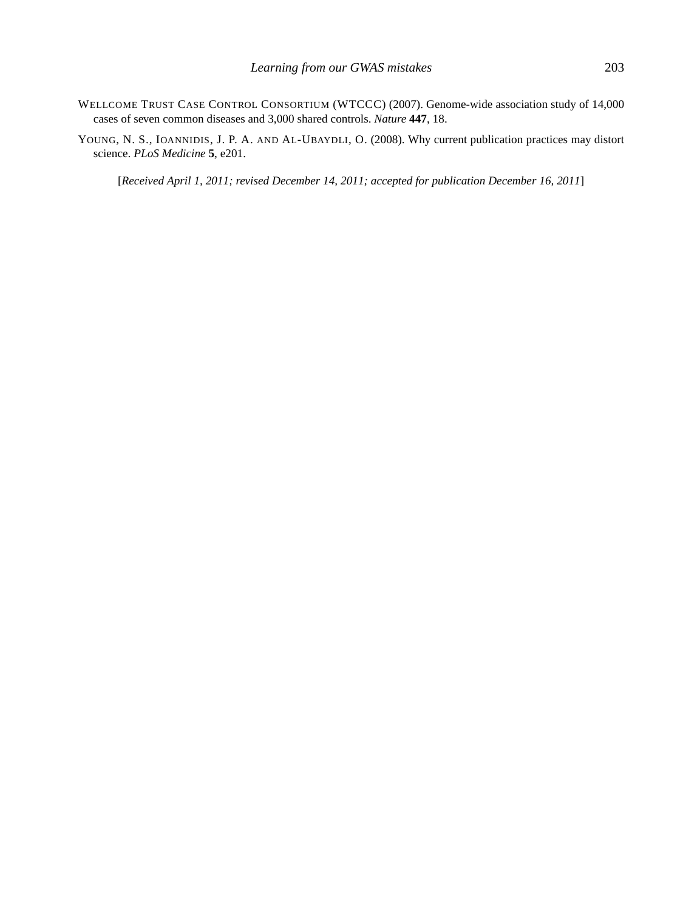WELLCOME TRUST CASE CONTROL CONSORTIUM (WTCCC) (2007). Genome-wide association study of 14,000 cases of seven common diseases and 3,000 shared controls. *Nature* **447**, 18.

YOUNG, N. S., IOANNIDIS, J. P. A. AND AL-UBAYDLI, O. (2008). Why current publication practices may distort science. *PLoS Medicine* **5**, e201.

[*Received April 1, 2011; revised December 14, 2011; accepted for publication December 16, 2011*]